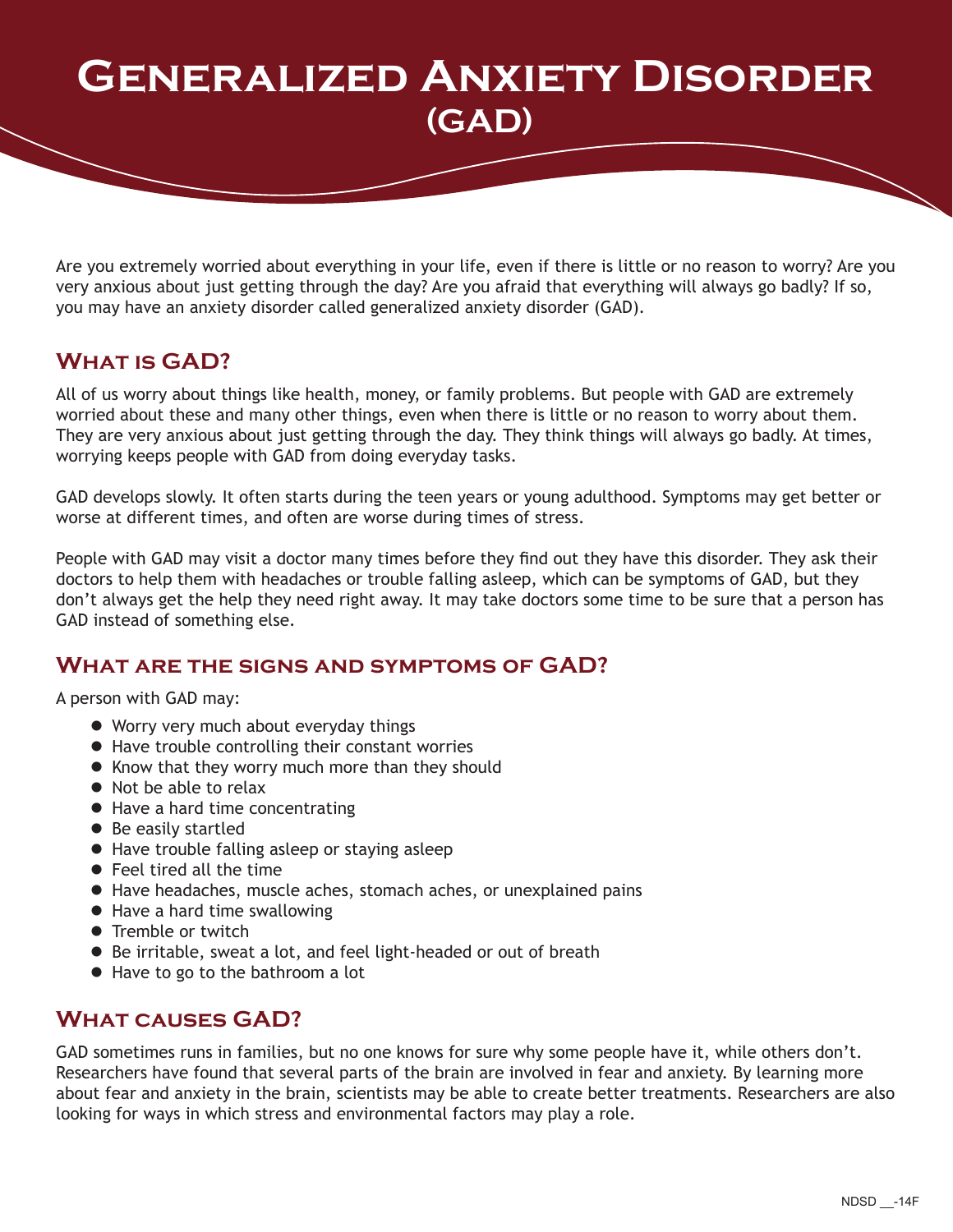# Generalized Anxiety Disorder (GAD)

Are you extremely worried about everything in your life, even if there is little or no reason to worry? Are you very anxious about just getting through the day? Are you afraid that everything will always go badly? If so, you may have an anxiety disorder called generalized anxiety disorder (GAD).

## What is GAD?

All of us worry about things like health, money, or family problems. But people with GAD are extremely worried about these and many other things, even when there is little or no reason to worry about them. They are very anxious about just getting through the day. They think things will always go badly. At times, worrying keeps people with GAD from doing everyday tasks.

GAD develops slowly. It often starts during the teen years or young adulthood. Symptoms may get better or worse at different times, and often are worse during times of stress.

People with GAD may visit a doctor many times before they find out they have this disorder. They ask their doctors to help them with headaches or trouble falling asleep, which can be symptoms of GAD, but they don't always get the help they need right away. It may take doctors some time to be sure that a person has GAD instead of something else.

## What are the signs and symptoms of GAD?

A person with GAD may:

- Worry very much about everyday things
- Have trouble controlling their constant worries
- Know that they worry much more than they should
- Not be able to relax
- Have a hard time concentrating
- Be easily startled
- Have trouble falling asleep or staying asleep
- Feel tired all the time
- Have headaches, muscle aches, stomach aches, or unexplained pains
- Have a hard time swallowing
- Tremble or twitch
- Be irritable, sweat a lot, and feel light-headed or out of breath
- Have to go to the bathroom a lot

## What causes GAD?

GAD sometimes runs in families, but no one knows for sure why some people have it, while others don't. Researchers have found that several parts of the brain are involved in fear and anxiety. By learning more about fear and anxiety in the brain, scientists may be able to create better treatments. Researchers are also looking for ways in which stress and environmental factors may play a role.

NDSD __-14F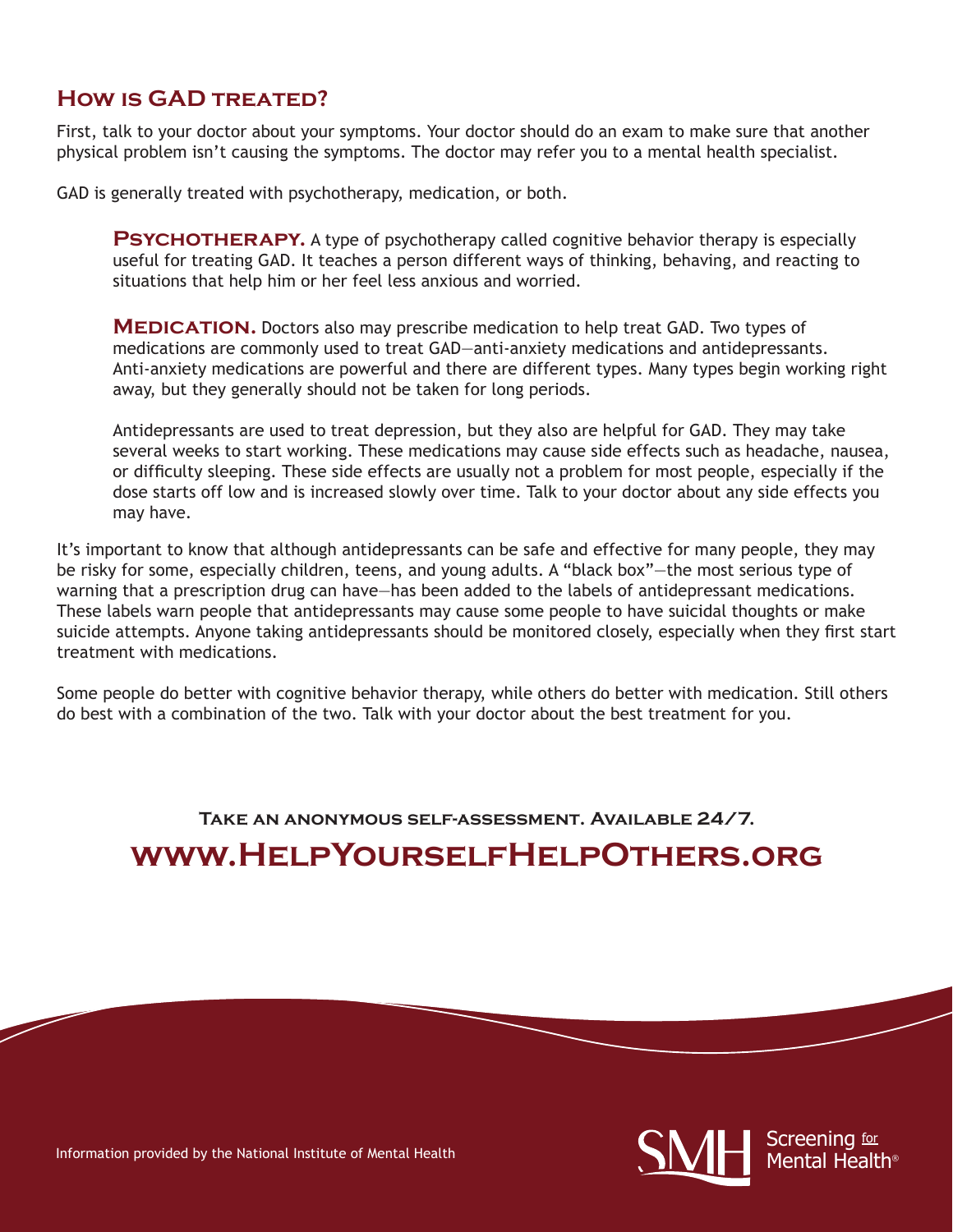## How is GAD treated?

First, talk to your doctor about your symptoms. Your doctor should do an exam to make sure that another physical problem isn't causing the symptoms. The doctor may refer you to a mental health specialist.

GAD is generally treated with psychotherapy, medication, or both.

**Psychotherapy.** A type of psychotherapy called cognitive behavior therapy is especially useful for treating GAD. It teaches a person different ways of thinking, behaving, and reacting to situations that help him or her feel less anxious and worried.

**Medication.** Doctors also may prescribe medication to help treat GAD. Two types of medications are commonly used to treat GAD—anti-anxiety medications and antidepressants. Anti-anxiety medications are powerful and there are different types. Many types begin working right away, but they generally should not be taken for long periods.

Antidepressants are used to treat depression, but they also are helpful for GAD. They may take several weeks to start working. These medications may cause side effects such as headache, nausea, or difficulty sleeping. These side effects are usually not a problem for most people, especially if the dose starts off low and is increased slowly over time. Talk to your doctor about any side effects you may have.

It's important to know that although antidepressants can be safe and effective for many people, they may be risky for some, especially children, teens, and young adults. A "black box"—the most serious type of warning that a prescription drug can have—has been added to the labels of antidepressant medications. These labels warn people that antidepressants may cause some people to have suicidal thoughts or make suicide attempts. Anyone taking antidepressants should be monitored closely, especially when they first start treatment with medications.

Some people do better with cognitive behavior therapy, while others do better with medication. Still others do best with a combination of the two. Talk with your doctor about the best treatment for you.

**Take an anonymous self-assessment. Available 24/7.**

**www.HelpYourselfHelpOthers.org**

Information provided by the National Institute of Mental Health

SMH Screening for Mental Health®